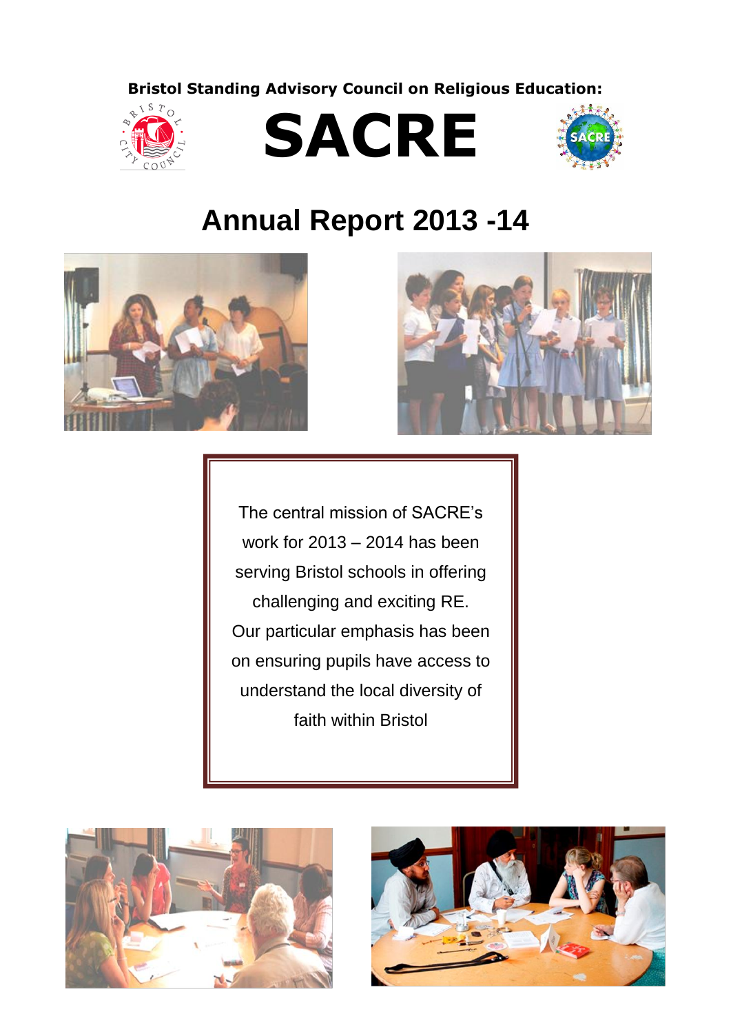**Bristol Standing Advisory Council on Religious Education:**

# SACRE

## Annual Report 2013 -14

The central mission of SACRE's work for 2013 – 2014 has been serving Bristol schools in offering challenging and exciting RE. Our particular emphasis has been on ensuring pupils have access to understand the local diversity of faith within Bristol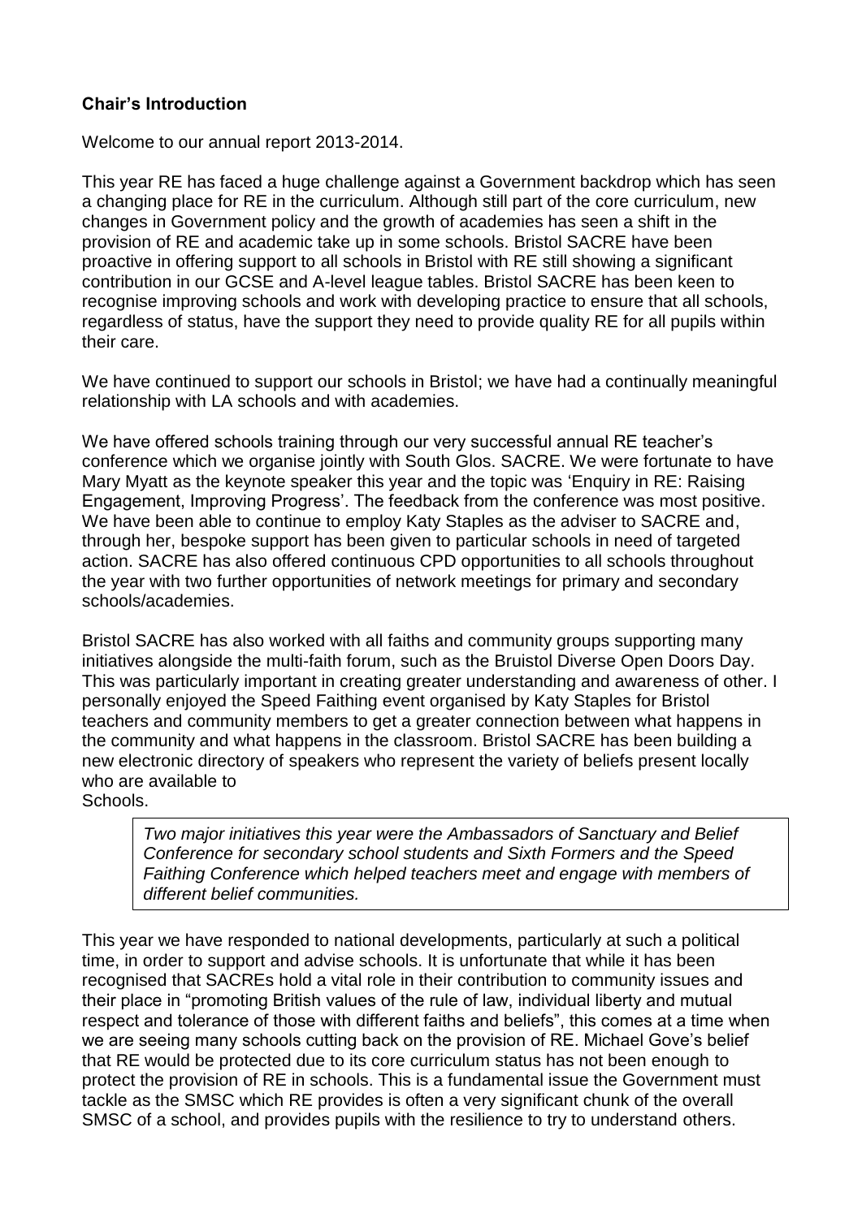**Chair's Introduction**

Welcome to our annual report 2013-2014.

This year RE has faced a huge challenge against a Government backdrop which has seen a changing place for RE in the curriculum. Although still part of the core curriculum, new changes in Government policy and the growth of academies has seen a shift in the provision of RE and academic take up in some schools. Bristol SACRE have been proactive in offering support to all schools in Bristol with RE still showing a significant contribution in our GCSE and A-level league tables. Bristol SACRE has been keen to recognise improving schools and work with developing practice to ensure that all schools, regardless of status, have the support they need to provide quality RE for all pupils within their care.

We have continued to support our schools in Bristol; we have had a continually meaningful relationship with LA schools and with academies.

We have offered schools training through our very successful annual RE teacher's conference which we organise jointly with South Glos. SACRE. We were fortunate to have Mary Myatt as the keynote speaker this year and the topic was 'Enquiry in RE: Raising Engagement, Improving Progress'. The feedback from the conference was most positive. We have been able to continue to employ Katy Staples as the adviser to SACRE and, through her, bespoke support has been given to particular schools in need of targeted action. SACRE has also offered continuous CPD opportunities to all schools throughout the year with two further opportunities of network meetings for primary and secondary schools/academies.

Bristol SACRE has also worked with all faiths and community groups supporting many initiatives alongside the multi-faith forum, such as the Bruistol Diverse Open Doors Day. This was particularly important in creating greater understanding and awareness of other. I personally enjoyed the Speed Faithing event organised by Katy Staples for Bristol teachers and community members to get a greater connection between what happens in the community and what happens in the classroom. Bristol SACRE has been building a new electronic directory of speakers who represent the variety of beliefs present locally who are available to Schools.

> *Two major initiatives this year were the Ambassadors of Sanctuary and Belief Conference for secondary school students and Sixth Formers and the Speed Faithing Conference which helped teachers meet and engage with members of different belief communities.*

This year we have responded to national developments, particularly at such a political time, in order to support and advise schools. It is unfortunate that while it has been recognised that SACREs hold a vital role in their contribution to community issues and their place in "promoting British values of the rule of law, individual liberty and mutual respect and tolerance of those with different faiths and beliefs", this comes at a time when we are seeing many schools cutting back on the provision of RE. Michael Gove's belief that RE would be protected due to its core curriculum status has not been enough to protect the provision of RE in schools. This is a fundamental issue the Government must tackle as the SMSC which RE provides is often a very significant chunk of the overall SMSC of a school, and provides pupils with the resilience to try to understand others.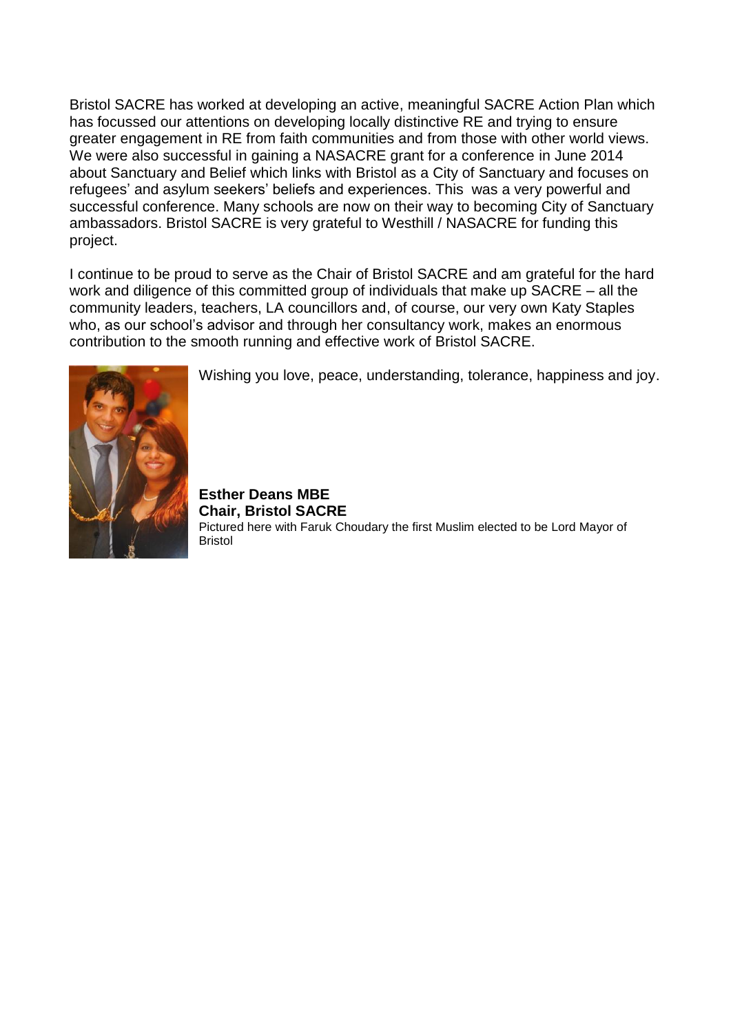Bristol SACRE has worked at developing an active, meaningful SACRE Action Plan which has focussed our attentions on developing locally distinctive RE and trying to ensure greater engagement in RE from faith communities and from those with other world views. We were also successful in gaining a NASACRE grant for a conference in June 2014 about Sanctuary and Belief which links with Bristol as a City of Sanctuary and focuses on refugees' and asylum seekers' beliefs and experiences. This was a very powerful and successful conference. Many schools are now on their way to becoming City of Sanctuary ambassadors. Bristol SACRE is very grateful to Westhill / NASACRE for funding this project.

I continue to be proud to serve as the Chair of Bristol SACRE and am grateful for the hard work and diligence of this committed group of individuals that make up SACRE – all the community leaders, teachers, LA councillors and, of course, our very own Katy Staples who, as our school's advisor and through her consultancy work, makes an enormous contribution to the smooth running and effective work of Bristol SACRE.

Wishing you love, peace, understanding, tolerance, happiness and joy.

**Esther Deans MBE**
**Chair, Bristol SACRE**
Pictured here with Faruk Choudary the first Muslim elected to be Lord Mayor of Bristol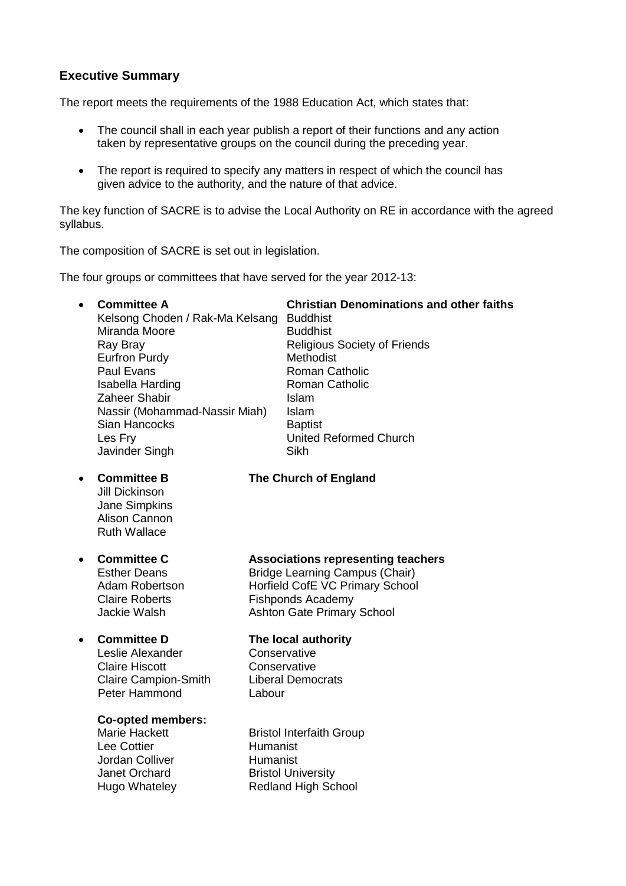## Executive Summary

The report meets the requirements of the 1988 Education Act, which states that:

- The council shall in each year publish a report of their functions and any action taken by representative groups on the council during the preceding year.
- The report is required to specify any matters in respect of which the council has given advice to the authority, and the nature of that advice.

The key function of SACRE is to advise the Local Authority on RE in accordance with the agreed syllabus.

The composition of SACRE is set out in legislation.

The four groups or committees that have served for the year 2012-13:

- **Committee A** — **Christian Denominations and other faiths**

| | |
|---|---|
| Kelsong Choden / Rak-Ma Kelsang | Buddhist |
| Miranda Moore | Buddhist |
| Ray Bray | Religious Society of Friends |
| Eurfron Purdy | Methodist |
| Paul Evans | Roman Catholic |
| Isabella Harding | Roman Catholic |
| Zaheer Shabir | Islam |
| Nassir (Mohammad-Nassir Miah) | Islam |
| Sian Hancocks | Baptist |
| Les Fry | United Reformed Church |
| Javinder Singh | Sikh |

- **Committee B** — **The Church of England**

  Jill Dickinson
  Jane Simpkins
  Alison Cannon
  Ruth Wallace

- **Committee C** — **Associations representing teachers**

| | |
|---|---|
| Esther Deans | Bridge Learning Campus (Chair) |
| Adam Robertson | Horfield CofE VC Primary School |
| Claire Roberts | Fishponds Academy |
| Jackie Walsh | Ashton Gate Primary School |

- **Committee D** — **The local authority**

| | |
|---|---|
| Leslie Alexander | Conservative |
| Claire Hiscott | Conservative |
| Claire Campion-Smith | Liberal Democrats |
| Peter Hammond | Labour |

**Co-opted members:**

| | |
|---|---|
| Marie Hackett | Bristol Interfaith Group |
| Lee Cottier | Humanist |
| Jordan Colliver | Humanist |
| Janet Orchard | Bristol University |
| Hugo Whateley | Redland High School |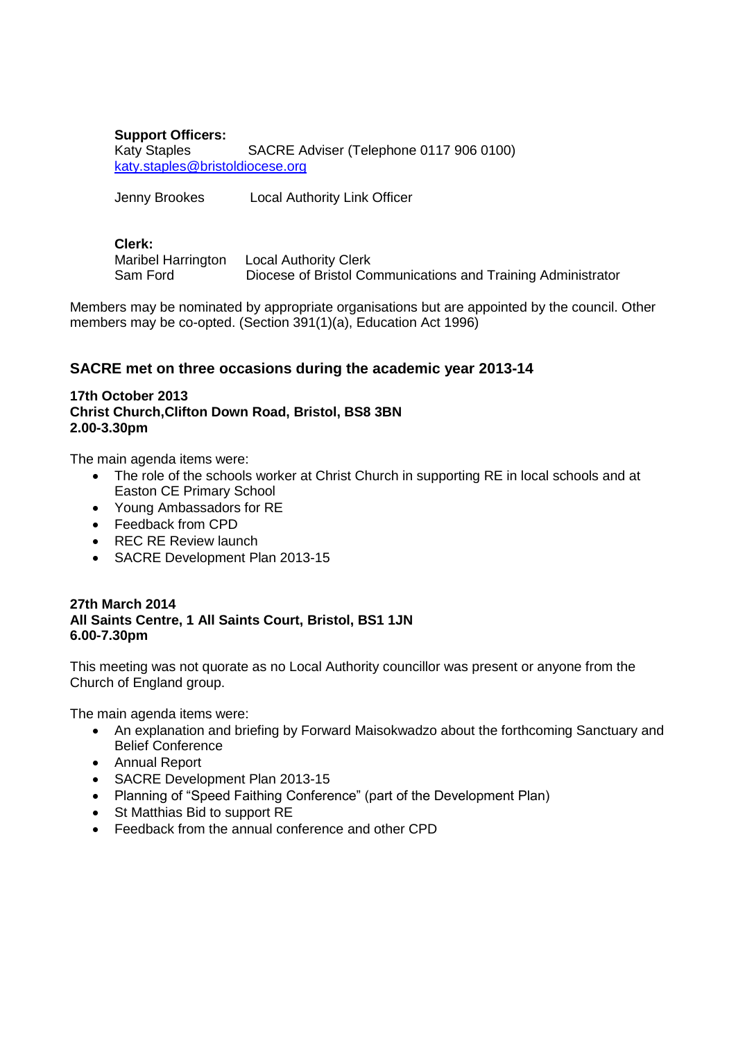**Support Officers:**

Katy Staples SACRE Adviser (Telephone 0117 906 0100)
katy.staples@bristoldiocese.org

Jenny Brookes Local Authority Link Officer

**Clerk:**

Maribel Harrington Local Authority Clerk
Sam Ford Diocese of Bristol Communications and Training Administrator

Members may be nominated by appropriate organisations but are appointed by the council. Other members may be co-opted. (Section 391(1)(a), Education Act 1996)

## SACRE met on three occasions during the academic year 2013-14

**17th October 2013**
**Christ Church,Clifton Down Road, Bristol, BS8 3BN**
**2.00-3.30pm**

The main agenda items were:

- The role of the schools worker at Christ Church in supporting RE in local schools and at Easton CE Primary School
- Young Ambassadors for RE
- Feedback from CPD
- REC RE Review launch
- SACRE Development Plan 2013-15

**27th March 2014**
**All Saints Centre, 1 All Saints Court, Bristol, BS1 1JN**
**6.00-7.30pm**

This meeting was not quorate as no Local Authority councillor was present or anyone from the Church of England group.

The main agenda items were:

- An explanation and briefing by Forward Maisokwadzo about the forthcoming Sanctuary and Belief Conference
- Annual Report
- SACRE Development Plan 2013-15
- Planning of "Speed Faithing Conference" (part of the Development Plan)
- St Matthias Bid to support RE
- Feedback from the annual conference and other CPD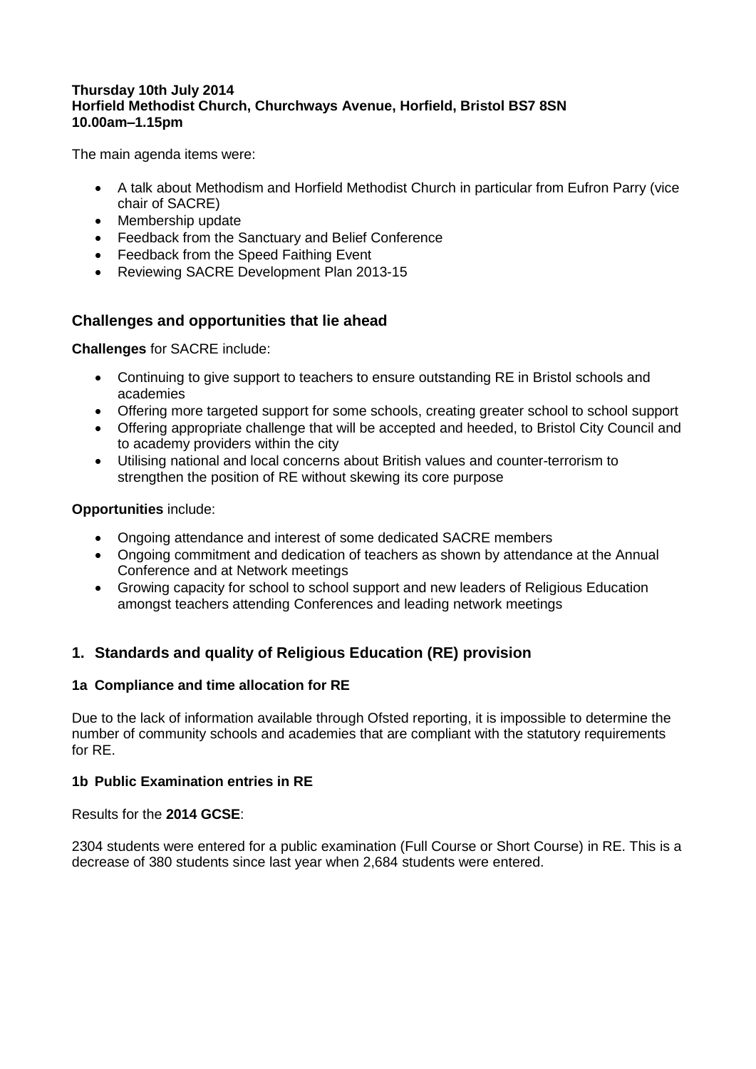**Thursday 10th July 2014**
**Horfield Methodist Church, Churchways Avenue, Horfield, Bristol BS7 8SN**
**10.00am–1.15pm**

The main agenda items were:

- A talk about Methodism and Horfield Methodist Church in particular from Eufron Parry (vice chair of SACRE)
- Membership update
- Feedback from the Sanctuary and Belief Conference
- Feedback from the Speed Faithing Event
- Reviewing SACRE Development Plan 2013-15

## Challenges and opportunities that lie ahead

**Challenges** for SACRE include:

- Continuing to give support to teachers to ensure outstanding RE in Bristol schools and academies
- Offering more targeted support for some schools, creating greater school to school support
- Offering appropriate challenge that will be accepted and heeded, to Bristol City Council and to academy providers within the city
- Utilising national and local concerns about British values and counter-terrorism to strengthen the position of RE without skewing its core purpose

**Opportunities** include:

- Ongoing attendance and interest of some dedicated SACRE members
- Ongoing commitment and dedication of teachers as shown by attendance at the Annual Conference and at Network meetings
- Growing capacity for school to school support and new leaders of Religious Education amongst teachers attending Conferences and leading network meetings

## 1. Standards and quality of Religious Education (RE) provision

### 1a Compliance and time allocation for RE

Due to the lack of information available through Ofsted reporting, it is impossible to determine the number of community schools and academies that are compliant with the statutory requirements for RE.

### 1b Public Examination entries in RE

Results for the **2014 GCSE**:

2304 students were entered for a public examination (Full Course or Short Course) in RE. This is a decrease of 380 students since last year when 2,684 students were entered.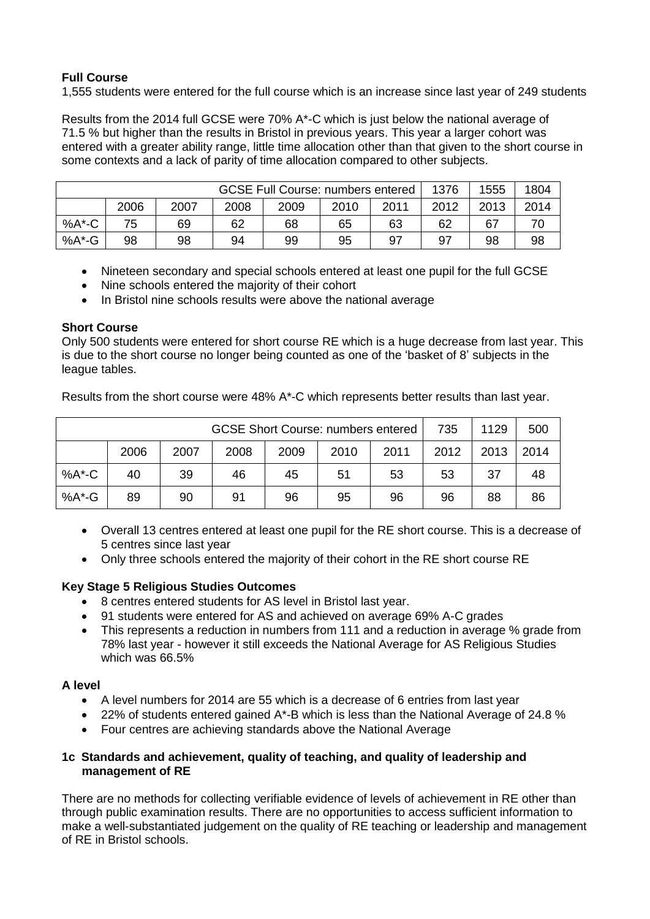**Full Course**
1,555 students were entered for the full course which is an increase since last year of 249 students

Results from the 2014 full GCSE were 70% A*-C which is just below the national average of 71.5 % but higher than the results in Bristol in previous years. This year a larger cohort was entered with a greater ability range, little time allocation other than that given to the short course in some contexts and a lack of parity of time allocation compared to other subjects.

| GCSE Full Course: numbers entered | | | | | | | 1376 | 1555 | 1804 |
|---|---|---|---|---|---|---|---|---|---|
| | 2006 | 2007 | 2008 | 2009 | 2010 | 2011 | 2012 | 2013 | 2014 |
| %A*-C | 75 | 69 | 62 | 68 | 65 | 63 | 62 | 67 | 70 |
| %A*-G | 98 | 98 | 94 | 99 | 95 | 97 | 97 | 98 | 98 |

- Nineteen secondary and special schools entered at least one pupil for the full GCSE
- Nine schools entered the majority of their cohort
- In Bristol nine schools results were above the national average

**Short Course**
Only 500 students were entered for short course RE which is a huge decrease from last year. This is due to the short course no longer being counted as one of the 'basket of 8' subjects in the league tables.

Results from the short course were 48% A*-C which represents better results than last year.

| GCSE Short Course: numbers entered | | | | | | | 735 | 1129 | 500 |
|---|---|---|---|---|---|---|---|---|---|
| | 2006 | 2007 | 2008 | 2009 | 2010 | 2011 | 2012 | 2013 | 2014 |
| %A*-C | 40 | 39 | 46 | 45 | 51 | 53 | 53 | 37 | 48 |
| %A*-G | 89 | 90 | 91 | 96 | 95 | 96 | 96 | 88 | 86 |

- Overall 13 centres entered at least one pupil for the RE short course. This is a decrease of 5 centres since last year
- Only three schools entered the majority of their cohort in the RE short course RE

**Key Stage 5 Religious Studies Outcomes**
- 8 centres entered students for AS level in Bristol last year.
- 91 students were entered for AS and achieved on average 69% A-C grades
- This represents a reduction in numbers from 111 and a reduction in average % grade from 78% last year - however it still exceeds the National Average for AS Religious Studies which was 66.5%

**A level**
- A level numbers for 2014 are 55 which is a decrease of 6 entries from last year
- 22% of students entered gained A*-B which is less than the National Average of 24.8 %
- Four centres are achieving standards above the National Average

**1c Standards and achievement, quality of teaching, and quality of leadership and management of RE**

There are no methods for collecting verifiable evidence of levels of achievement in RE other than through public examination results. There are no opportunities to access sufficient information to make a well-substantiated judgement on the quality of RE teaching or leadership and management of RE in Bristol schools.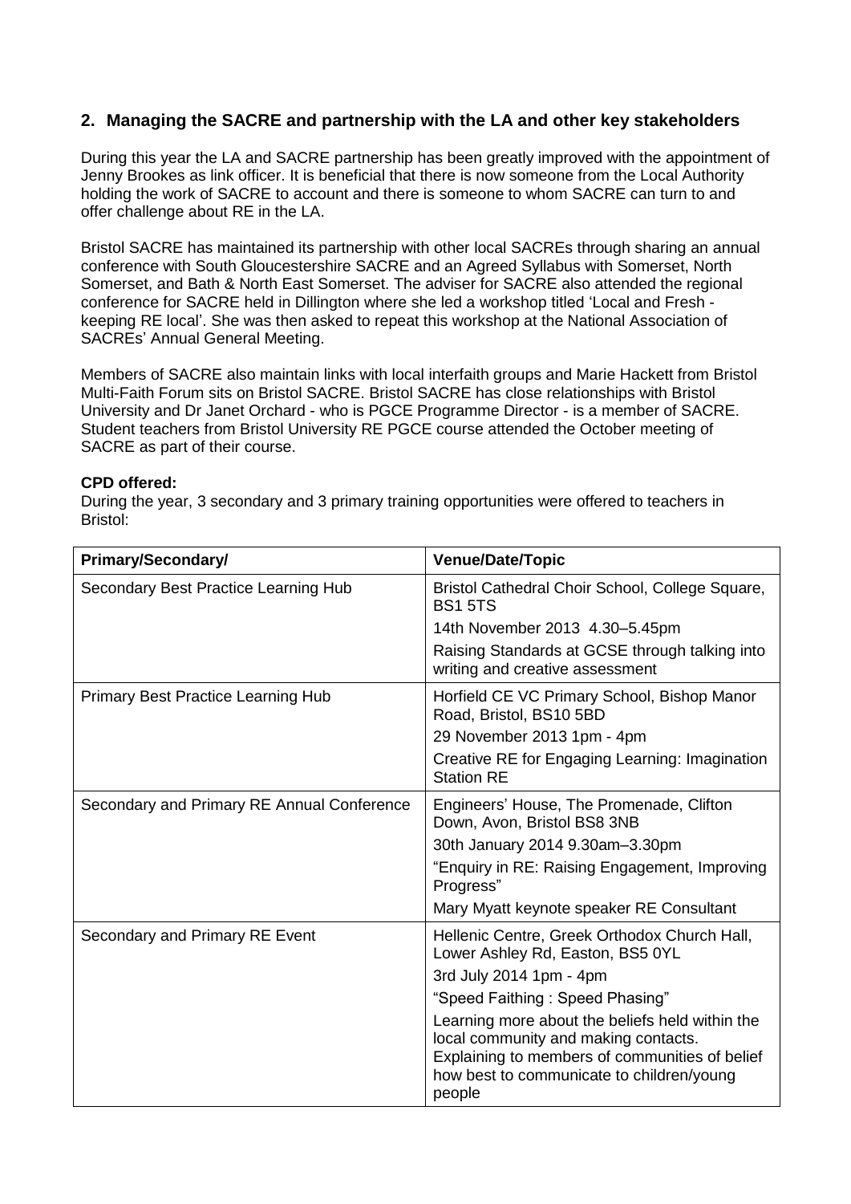## 2. Managing the SACRE and partnership with the LA and other key stakeholders

During this year the LA and SACRE partnership has been greatly improved with the appointment of Jenny Brookes as link officer. It is beneficial that there is now someone from the Local Authority holding the work of SACRE to account and there is someone to whom SACRE can turn to and offer challenge about RE in the LA.

Bristol SACRE has maintained its partnership with other local SACREs through sharing an annual conference with South Gloucestershire SACRE and an Agreed Syllabus with Somerset, North Somerset, and Bath & North East Somerset. The adviser for SACRE also attended the regional conference for SACRE held in Dillington where she led a workshop titled 'Local and Fresh - keeping RE local'. She was then asked to repeat this workshop at the National Association of SACREs' Annual General Meeting.

Members of SACRE also maintain links with local interfaith groups and Marie Hackett from Bristol Multi-Faith Forum sits on Bristol SACRE. Bristol SACRE has close relationships with Bristol University and Dr Janet Orchard - who is PGCE Programme Director - is a member of SACRE. Student teachers from Bristol University RE PGCE course attended the October meeting of SACRE as part of their course.

**CPD offered:**

During the year, 3 secondary and 3 primary training opportunities were offered to teachers in Bristol:

| Primary/Secondary/ | Venue/Date/Topic |
|---|---|
| Secondary Best Practice Learning Hub | Bristol Cathedral Choir School, College Square, BS1 5TS<br>14th November 2013 4.30–5.45pm<br>Raising Standards at GCSE through talking into writing and creative assessment |
| Primary Best Practice Learning Hub | Horfield CE VC Primary School, Bishop Manor Road, Bristol, BS10 5BD<br>29 November 2013 1pm - 4pm<br>Creative RE for Engaging Learning: Imagination Station RE |
| Secondary and Primary RE Annual Conference | Engineers' House, The Promenade, Clifton Down, Avon, Bristol BS8 3NB<br>30th January 2014 9.30am–3.30pm<br>"Enquiry in RE: Raising Engagement, Improving Progress"<br>Mary Myatt keynote speaker RE Consultant |
| Secondary and Primary RE Event | Hellenic Centre, Greek Orthodox Church Hall, Lower Ashley Rd, Easton, BS5 0YL<br>3rd July 2014 1pm - 4pm<br>"Speed Faithing : Speed Phasing"<br>Learning more about the beliefs held within the local community and making contacts. Explaining to members of communities of belief how best to communicate to children/young people |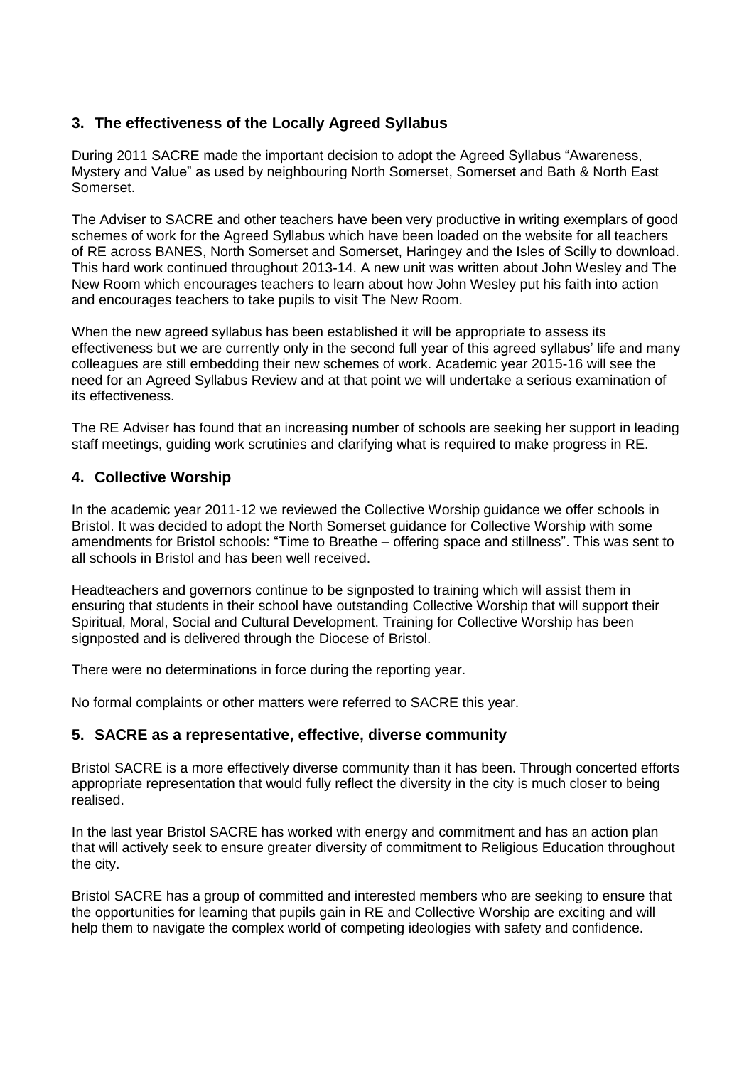## 3. The effectiveness of the Locally Agreed Syllabus

During 2011 SACRE made the important decision to adopt the Agreed Syllabus "Awareness, Mystery and Value" as used by neighbouring North Somerset, Somerset and Bath & North East Somerset.

The Adviser to SACRE and other teachers have been very productive in writing exemplars of good schemes of work for the Agreed Syllabus which have been loaded on the website for all teachers of RE across BANES, North Somerset and Somerset, Haringey and the Isles of Scilly to download. This hard work continued throughout 2013-14. A new unit was written about John Wesley and The New Room which encourages teachers to learn about how John Wesley put his faith into action and encourages teachers to take pupils to visit The New Room.

When the new agreed syllabus has been established it will be appropriate to assess its effectiveness but we are currently only in the second full year of this agreed syllabus' life and many colleagues are still embedding their new schemes of work. Academic year 2015-16 will see the need for an Agreed Syllabus Review and at that point we will undertake a serious examination of its effectiveness.

The RE Adviser has found that an increasing number of schools are seeking her support in leading staff meetings, guiding work scrutinies and clarifying what is required to make progress in RE.

## 4. Collective Worship

In the academic year 2011-12 we reviewed the Collective Worship guidance we offer schools in Bristol. It was decided to adopt the North Somerset guidance for Collective Worship with some amendments for Bristol schools: "Time to Breathe – offering space and stillness". This was sent to all schools in Bristol and has been well received.

Headteachers and governors continue to be signposted to training which will assist them in ensuring that students in their school have outstanding Collective Worship that will support their Spiritual, Moral, Social and Cultural Development. Training for Collective Worship has been signposted and is delivered through the Diocese of Bristol.

There were no determinations in force during the reporting year.

No formal complaints or other matters were referred to SACRE this year.

## 5. SACRE as a representative, effective, diverse community

Bristol SACRE is a more effectively diverse community than it has been. Through concerted efforts appropriate representation that would fully reflect the diversity in the city is much closer to being realised.

In the last year Bristol SACRE has worked with energy and commitment and has an action plan that will actively seek to ensure greater diversity of commitment to Religious Education throughout the city.

Bristol SACRE has a group of committed and interested members who are seeking to ensure that the opportunities for learning that pupils gain in RE and Collective Worship are exciting and will help them to navigate the complex world of competing ideologies with safety and confidence.